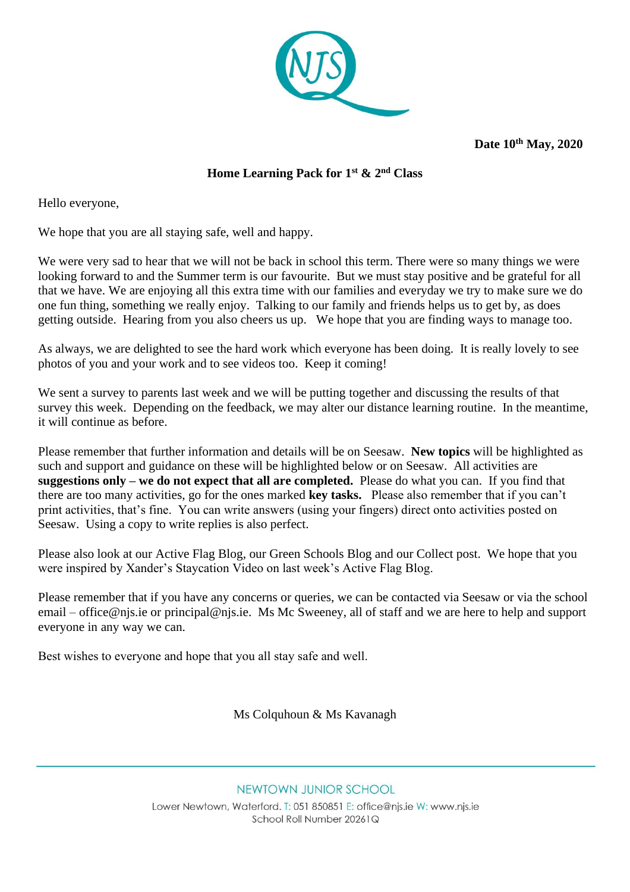**Date 10th May, 2020**

**Home Learning Pack for 1st & 2nd Class**

Hello everyone,

We hope that you are all staying safe, well and happy.

We were very sad to hear that we will not be back in school this term. There were so many things we were looking forward to and the Summer term is our favourite. But we must stay positive and be grateful for all that we have. We are enjoying all this extra time with our families and everyday we try to make sure we do one fun thing, something we really enjoy. Talking to our family and friends helps us to get by, as does getting outside. Hearing from you also cheers us up. We hope that you are finding ways to manage too.

As always, we are delighted to see the hard work which everyone has been doing. It is really lovely to see photos of you and your work and to see videos too. Keep it coming!

We sent a survey to parents last week and we will be putting together and discussing the results of that survey this week. Depending on the feedback, we may alter our distance learning routine. In the meantime, it will continue as before.

Please remember that further information and details will be on Seesaw. **New topics** will be highlighted as such and support and guidance on these will be highlighted below or on Seesaw. All activities are **suggestions only – we do not expect that all are completed.** Please do what you can. If you find that there are too many activities, go for the ones marked **key tasks.** Please also remember that if you can't print activities, that's fine. You can write answers (using your fingers) direct onto activities posted on Seesaw. Using a copy to write replies is also perfect.

Please also look at our Active Flag Blog, our Green Schools Blog and our Collect post. We hope that you were inspired by Xander's Staycation Video on last week's Active Flag Blog.

Please remember that if you have any concerns or queries, we can be contacted via Seesaw or via the school email – office@njs.ie or principal@njs.ie. Ms Mc Sweeney, all of staff and we are here to help and support everyone in any way we can.

Best wishes to everyone and hope that you all stay safe and well.

Ms Colquhoun & Ms Kavanagh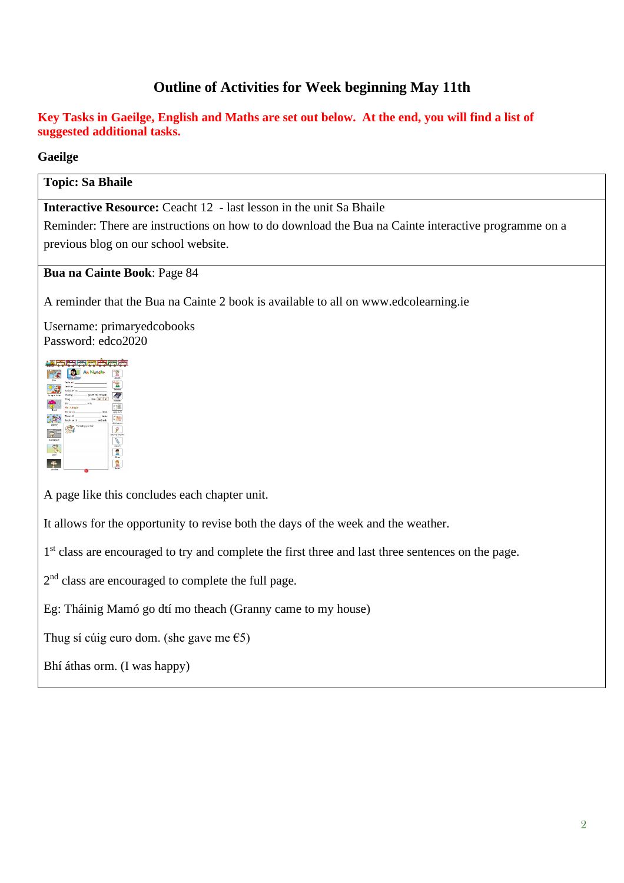# Outline of Activities for Week beginning May 11th

**Key Tasks in Gaeilge, English and Maths are set out below. At the end, you will find a list of suggested additional tasks.**

**Gaeilge**

**Topic: Sa Bhaile**

**Interactive Resource:** Ceacht 12 - last lesson in the unit Sa Bhaile

Reminder: There are instructions on how to do download the Bua na Cainte interactive programme on a previous blog on our school website.

**Bua na Cainte Book**: Page 84

A reminder that the Bua na Cainte 2 book is available to all on www.edcolearning.ie

Username: primaryedcobooks
Password: edco2020

A page like this concludes each chapter unit.

It allows for the opportunity to revise both the days of the week and the weather.

1st class are encouraged to try and complete the first three and last three sentences on the page.

2nd class are encouraged to complete the full page.

Eg: Tháinig Mamó go dtí mo theach (Granny came to my house)

Thug sí cúig euro dom. (she gave me €5)

Bhí áthas orm. (I was happy)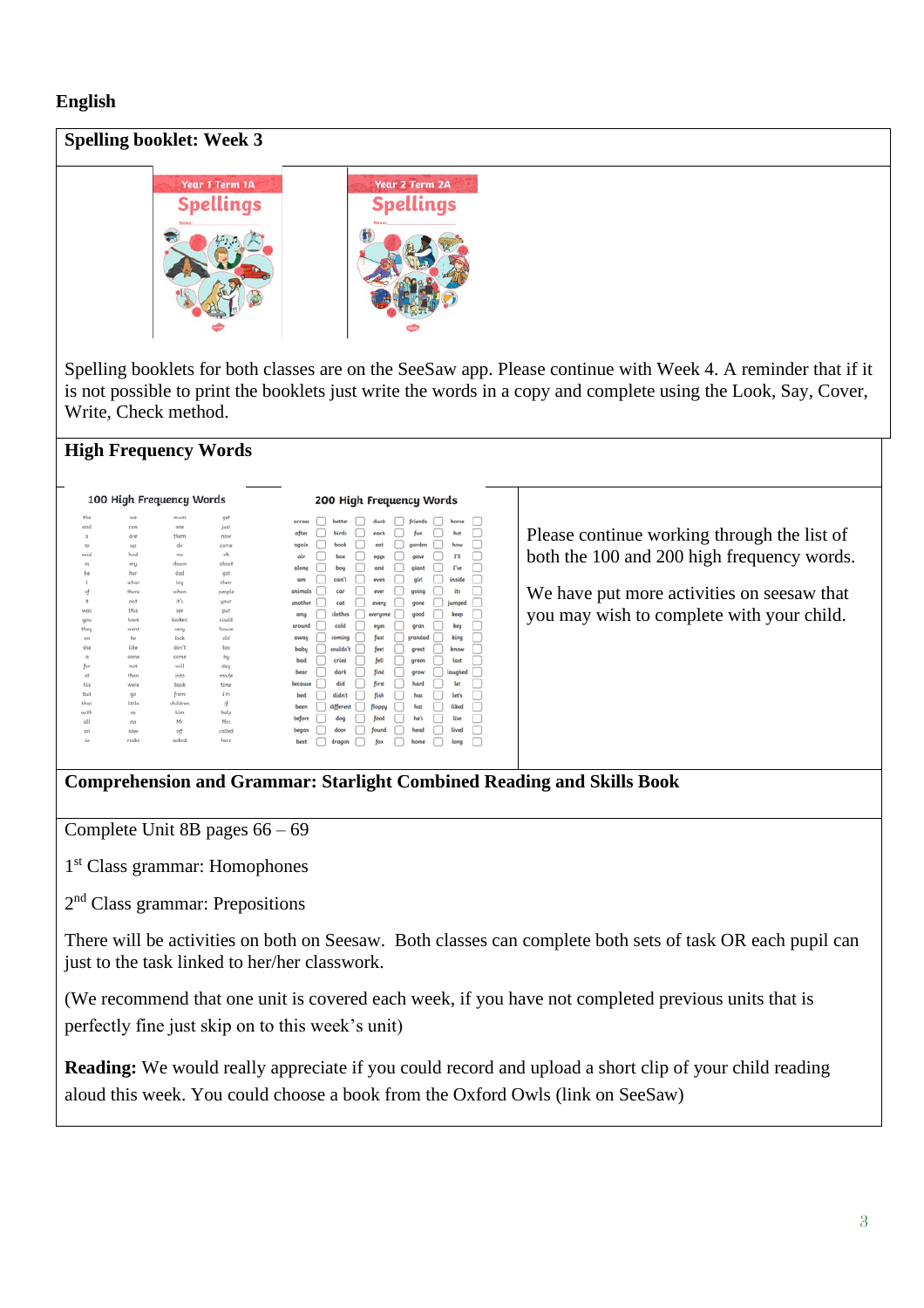**English**

## Spelling booklet: Week 3

Year 1 Term 1A
Spellings

Year 2 Term 2A
Spellings

Spelling booklets for both classes are on the SeeSaw app. Please continue with Week 4. A reminder that if it is not possible to print the booklets just write the words in a copy and complete using the Look, Say, Cover, Write, Check method.

## High Frequency Words

**100 High Frequency Words**

| | | | |
|---|---|---|---|
| the | we | mum | get |
| and | can | one | just |
| a | are | them | now |
| to | up | do | came |
| said | had | me | oh |
| in | my | down | about |
| he | her | dad | got |
| I | what | big | their |
| of | there | when | people |
| it | out | it's | your |
| was | this | see | put |
| you | have | looked | could |
| they | went | very | house |
| on | be | look | old |
| she | like | don't | too |
| is | some | come | by |
| for | not | will | day |
| at | then | into | made |
| his | were | back | time |
| but | go | from | I'm |
| that | little | children | if |
| with | as | him | help |
| all | no | Mr | Mrs |
| on | saw | off | called |
| so | make | asked | here |

**200 High Frequency Words**

| | | | | |
|---|---|---|---|---|
| across | better | duck | friends | horse |
| after | birds | each | fun | hot |
| again | book | eat | garden | how |
| air | box | eggs | gave | I'll |
| along | boy | end | giant | I've |
| am | can't | even | girl | inside |
| animals | car | ever | going | its |
| another | cat | every | gone | jumped |
| any | clothes | everyone | good | keep |
| around | cold | eyes | gran | key |
| away | coming | fast | grandad | king |
| baby | couldn't | feet | great | know |
| bad | cried | fell | green | last |
| bear | dark | find | grow | laughed |
| because | did | first | hard | let |
| bed | didn't | fish | has | let's |
| been | different | floppy | hat | liked |
| before | dog | food | he's | live |
| began | door | found | head | lived |
| best | dragon | fox | home | long |

Please continue working through the list of both the 100 and 200 high frequency words.

We have put more activities on seesaw that you may wish to complete with your child.

## Comprehension and Grammar: Starlight Combined Reading and Skills Book

Complete Unit 8B pages 66 – 69

1st Class grammar: Homophones

2nd Class grammar: Prepositions

There will be activities on both on Seesaw. Both classes can complete both sets of task OR each pupil can just to the task linked to her/her classwork.

(We recommend that one unit is covered each week, if you have not completed previous units that is perfectly fine just skip on to this week's unit)

**Reading:** We would really appreciate if you could record and upload a short clip of your child reading aloud this week. You could choose a book from the Oxford Owls (link on SeeSaw)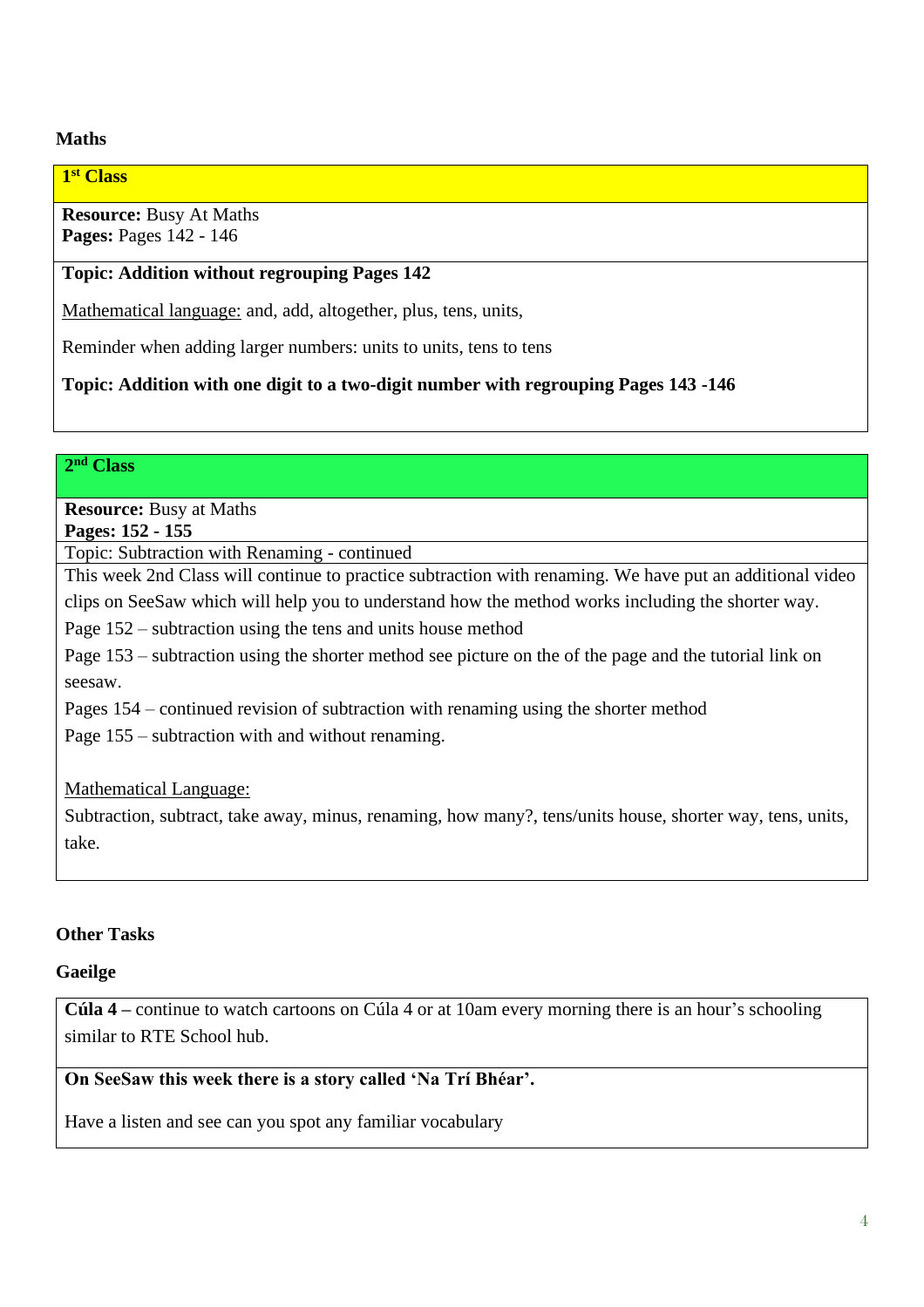**Maths**

**1st Class**

**Resource:** Busy At Maths
**Pages:** Pages 142 - 146

**Topic: Addition without regrouping Pages 142**

Mathematical language: and, add, altogether, plus, tens, units,

Reminder when adding larger numbers: units to units, tens to tens

**Topic: Addition with one digit to a two-digit number with regrouping Pages 143 -146**

**2nd Class**

**Resource:** Busy at Maths
**Pages: 152 - 155**

Topic: Subtraction with Renaming - continued

This week 2nd Class will continue to practice subtraction with renaming. We have put an additional video clips on SeeSaw which will help you to understand how the method works including the shorter way.

Page 152 – subtraction using the tens and units house method

Page 153 – subtraction using the shorter method see picture on the of the page and the tutorial link on seesaw.

Pages 154 – continued revision of subtraction with renaming using the shorter method

Page 155 – subtraction with and without renaming.

Mathematical Language:

Subtraction, subtract, take away, minus, renaming, how many?, tens/units house, shorter way, tens, units, take.

**Other Tasks**

**Gaeilge**

**Cúla 4 –** continue to watch cartoons on Cúla 4 or at 10am every morning there is an hour's schooling similar to RTE School hub.

**On SeeSaw this week there is a story called 'Na Trí Bhéar'.**

Have a listen and see can you spot any familiar vocabulary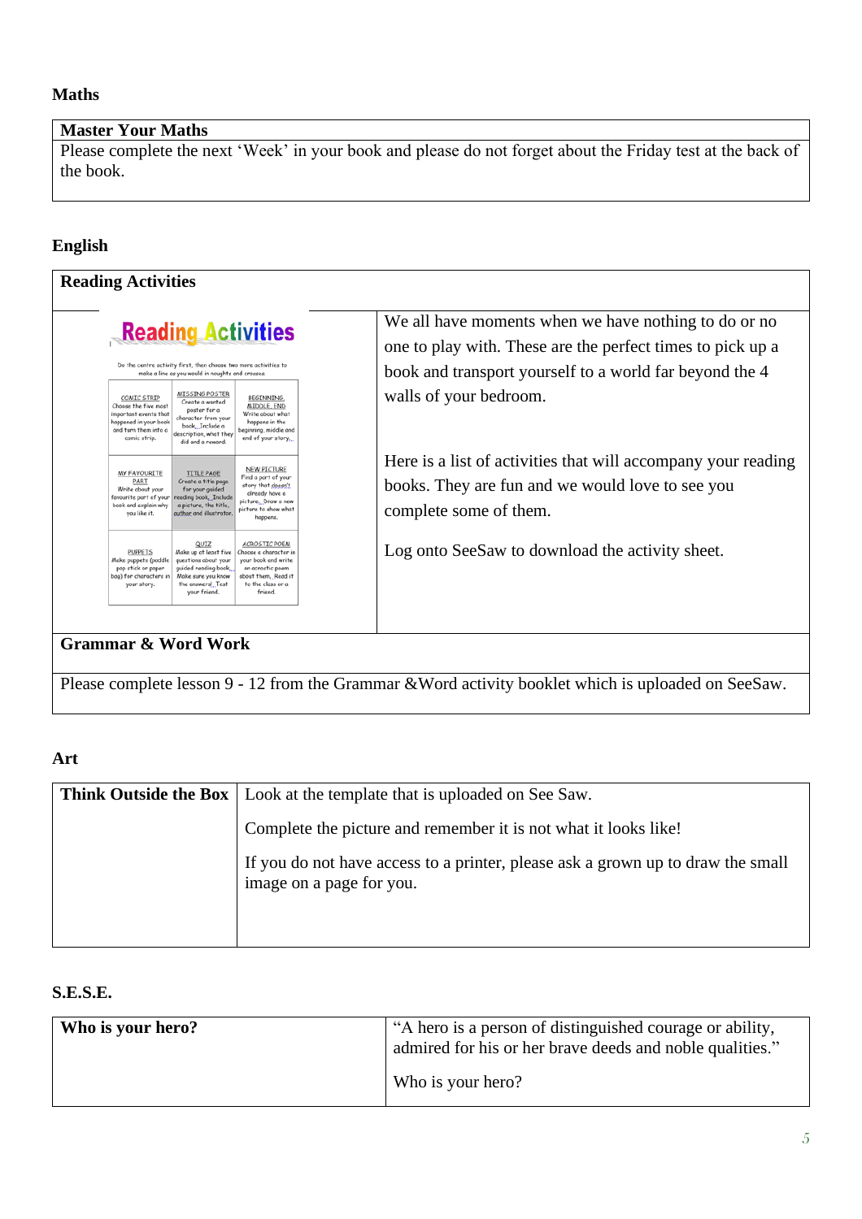## Maths

| Master Your Maths |
|---|
| Please complete the next 'Week' in your book and please do not forget about the Friday test at the back of the book. |

## English

| Reading Activities | |
|---|---|
| **Reading Activities**<br>Do the centre activity first, then choose two more activities to make a line as you would in noughts and crosses.<br>COMIC STRIP: Choose the five most important events that happened in your book and turn them into a comic strip.<br>MISSING POSTER: Create a wanted poster for a character from your book. Include a description, what they did and a reward.<br>BEGINNING, MIDDLE, END: Write about what happens in the beginning, middle and end of your story.<br>MY FAVOURITE PART: Write about your favourite part of your book and explain why you like it.<br>TITLE PAGE: Create a title page for your guided reading book. Include a picture, the title, author and illustrator.<br>NEW PICTURE: Find a part of your story that doesn't already have a picture. Draw a new picture to show what happens.<br>PUPPETS: Make puppets (paddle pop stick or paper bag) for characters in your story.<br>QUIZ: Make up at least five questions about your guided reading book. Make sure you know the answers. Test your friend.<br>ACROSTIC POEM: Choose a character in your book and write an acrostic poem about them. Read it to the class or a friend. | We all have moments when we have nothing to do or no one to play with. These are the perfect times to pick up a book and transport yourself to a world far beyond the 4 walls of your bedroom.<br><br>Here is a list of activities that will accompany your reading books. They are fun and we would love to see you complete some of them.<br><br>Log onto SeeSaw to download the activity sheet. |
| **Grammar & Word Work** | |
| Please complete lesson 9 - 12 from the Grammar &Word activity booklet which is uploaded on SeeSaw. | |

## Art

| Think Outside the Box | Look at the template that is uploaded on See Saw.<br><br>Complete the picture and remember it is not what it looks like!<br><br>If you do not have access to a printer, please ask a grown up to draw the small image on a page for you. |
|---|---|

## S.E.S.E.

| Who is your hero? | "A hero is a person of distinguished courage or ability, admired for his or her brave deeds and noble qualities."<br><br>Who is your hero? |
|---|---|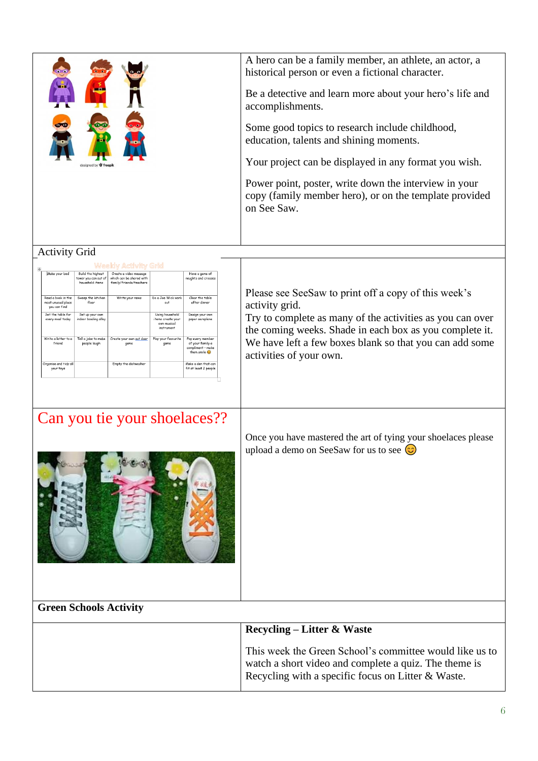A hero can be a family member, an athlete, an actor, a historical person or even a fictional character.

Be a detective and learn more about your hero's life and accomplishments.

Some good topics to research include childhood, education, talents and shining moments.

Your project can be displayed in any format you wish.

Power point, poster, write down the interview in your copy (family member hero), or on the template provided on See Saw.

## Activity Grid

**Weekly Activity Grid**

| | | | | |
|---|---|---|---|---|
| Make your bed | Build the highest tower you can out of household items | Create a video message which can be shared with family/friends/teachers | | Have a game of noughts and crosses |
| Read a book in the most unusual place you can find | Sweep the kitchen floor | Write your news | Do a Joe Wicks work out | Clear the table after dinner |
| Set the table for every meal today | Set up your own indoor bowling alley | | Using household items create your own musical instrument | Design your own paper aeroplane |
| Write a letter to a friend | Tell a joke to make people laugh | Create your own out door game | Play your favourite game | Pay every member of your family a compliment – make them smile 😊 |
| Organise and tidy all your toys | | Empty the dishwasher | | Make a den that can fit at least 2 people |

Please see SeeSaw to print off a copy of this week's activity grid.
Try to complete as many of the activities as you can over the coming weeks. Shade in each box as you complete it.
We have left a few boxes blank so that you can add some activities of your own.

## Can you tie your shoelaces??

Once you have mastered the art of tying your shoelaces please upload a demo on SeeSaw for us to see 😊

**Green Schools Activity**

**Recycling – Litter & Waste**

This week the Green School's committee would like us to watch a short video and complete a quiz. The theme is Recycling with a specific focus on Litter & Waste.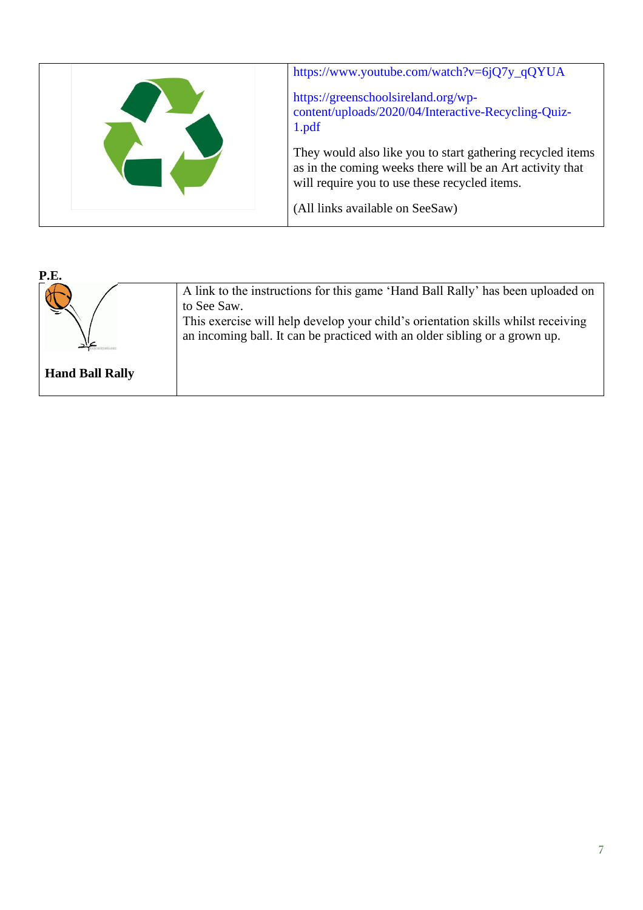| | |
|---|---|
| | https://www.youtube.com/watch?v=6jQ7y_qQYUA<br><br>https://greenschoolsireland.org/wp-content/uploads/2020/04/Interactive-Recycling-Quiz-1.pdf<br><br>They would also like you to start gathering recycled items as in the coming weeks there will be an Art activity that will require you to use these recycled items.<br><br>(All links available on SeeSaw) |

**P.E.**

| | |
|---|---|
| **Hand Ball Rally** | A link to the instructions for this game 'Hand Ball Rally' has been uploaded on to See Saw.<br>This exercise will help develop your child's orientation skills whilst receiving an incoming ball. It can be practiced with an older sibling or a grown up. |